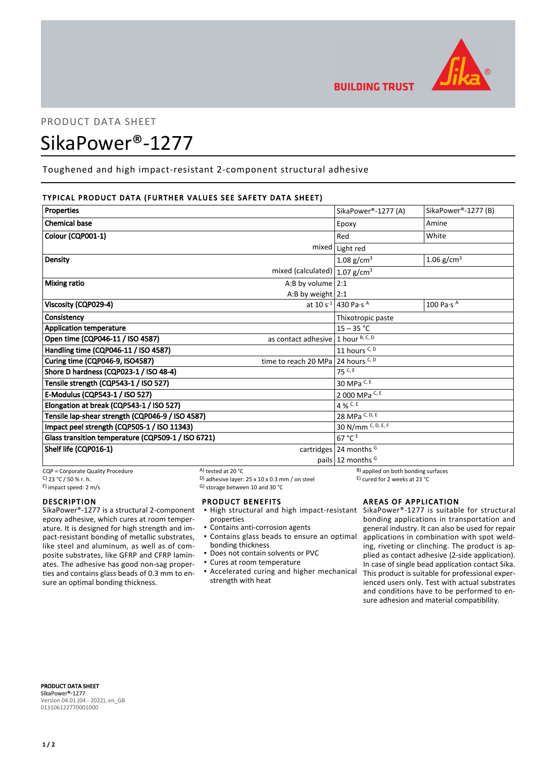PRODUCT DATA SHEET

# SikaPower®-1277

Toughened and high impact-resistant 2-component structural adhesive

## TYPICAL PRODUCT DATA (FURTHER VALUES SEE SAFETY DATA SHEET)

| Properties | | SikaPower®-1277 (A) | SikaPower®-1277 (B) |
|---|---|---|---|
| **Chemical base** | | Epoxy | Amine |
| **Colour (CQP001-1)** | | Red | White |
| | mixed | Light red | |
| **Density** | | 1.08 g/cm³ | 1.06 g/cm³ |
| | mixed (calculated) | 1.07 g/cm³ | |
| **Mixing ratio** | A:B by volume | 2:1 | |
| | A:B by weight | 2:1 | |
| **Viscosity (CQP029-4)** | at 10 $s^{-1}$ | 430 Pa·s [A] | 100 Pa·s [A] |
| **Consistency** | | Thixotropic paste | |
| **Application temperature** | | 15 – 35 °C | |
| **Open time (CQP046-11 / ISO 4587)** | as contact adhesive | 1 hour [B, C, D] | |
| **Handling time (CQP046-11 / ISO 4587)** | | 11 hours [C, D] | |
| **Curing time (CQP046-9, ISO4587)** | time to reach 20 MPa | 24 hours [C, D] | |
| **Shore D hardness (CQP023-1 / ISO 48-4)** | | 75 [C, E] | |
| **Tensile strength (CQP543-1 / ISO 527)** | | 30 MPa [C, E] | |
| **E-Modulus (CQP543-1 / ISO 527)** | | 2 000 MPa [C, E] | |
| **Elongation at break (CQP543-1 / ISO 527)** | | 4 % [C, E] | |
| **Tensile lap-shear strength (CQP046-9 / ISO 4587)** | | 28 MPa [C, D, E] | |
| **Impact peel strength (CQP505-1 / ISO 11343)** | | 30 N/mm [C, D, E, F] | |
| **Glass transition temperature (CQP509-1 / ISO 6721)** | | 67 °C [E] | |
| **Shelf life (CQP016-1)** | cartridges | 24 months [G] | |
| | pails | 12 months [G] | |

CQP = Corporate Quality Procedure
A) tested at 20 °C
B) applied on both bonding surfaces
C) 23 °C / 50 % r. h.
D) adhesive layer: 25 x 10 x 0.3 mm / on steel
E) cured for 2 weeks at 23 °C
F) impact speed: 2 m/s
G) storage between 10 and 30 °C

## DESCRIPTION

SikaPower®-1277 is a structural 2-component epoxy adhesive, which cures at room temperature. It is designed for high strength and impact-resistant bonding of metallic substrates, like steel and aluminum, as well as of composite substrates, like GFRP and CFRP laminates. The adhesive has good non-sag properties and contains glass beads of 0.3 mm to ensure an optimal bonding thickness.

## PRODUCT BENEFITS

- High structural and high impact-resistant properties
- Contains anti-corrosion agents
- Contains glass beads to ensure an optimal bonding thickness
- Does not contain solvents or PVC
- Cures at room temperature
- Accelerated curing and higher mechanical strength with heat

## AREAS OF APPLICATION

SikaPower®-1277 is suitable for structural bonding applications in transportation and general industry. It can also be used for repair applications in combination with spot welding, riveting or clinching. The product is applied as contact adhesive (2-side application). In case of single bead application contact Sika. This product is suitable for professional experienced users only. Test with actual substrates and conditions have to be performed to ensure adhesion and material compatibility.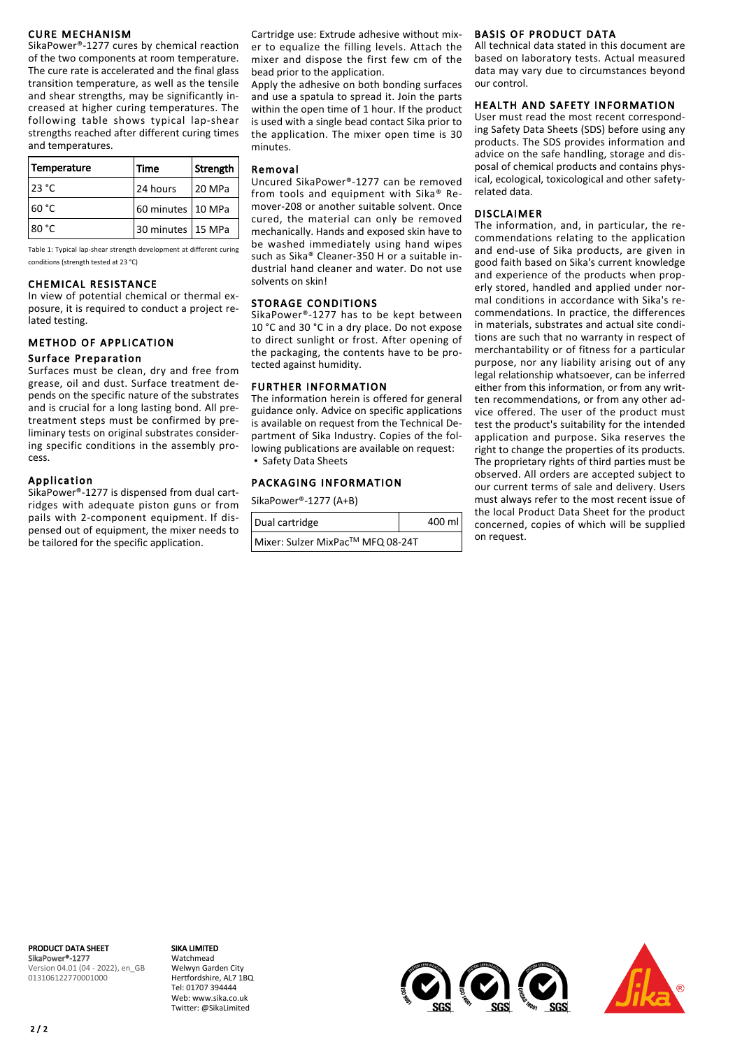## CURE MECHANISM

SikaPower®-1277 cures by chemical reaction of the two components at room temperature. The cure rate is accelerated and the final glass transition temperature, as well as the tensile and shear strengths, may be significantly increased at higher curing temperatures. The following table shows typical lap-shear strengths reached after different curing times and temperatures.

| Temperature | Time | Strength |
|---|---|---|
| 23 °C | 24 hours | 20 MPa |
| 60 °C | 60 minutes | 10 MPa |
| 80 °C | 30 minutes | 15 MPa |

Table 1: Typical lap-shear strength development at different curing conditions (strength tested at 23 °C)

## CHEMICAL RESISTANCE

In view of potential chemical or thermal exposure, it is required to conduct a project related testing.

## METHOD OF APPLICATION

### Surface Preparation

Surfaces must be clean, dry and free from grease, oil and dust. Surface treatment depends on the specific nature of the substrates and is crucial for a long lasting bond. All pretreatment steps must be confirmed by preliminary tests on original substrates considering specific conditions in the assembly process.

### Application

SikaPower®-1277 is dispensed from dual cartridges with adequate piston guns or from pails with 2-component equipment. If dispensed out of equipment, the mixer needs to be tailored for the specific application.

Cartridge use: Extrude adhesive without mixer to equalize the filling levels. Attach the mixer and dispose the first few cm of the bead prior to the application.

Apply the adhesive on both bonding surfaces and use a spatula to spread it. Join the parts within the open time of 1 hour. If the product is used with a single bead contact Sika prior to the application. The mixer open time is 30 minutes.

### Removal

Uncured SikaPower®-1277 can be removed from tools and equipment with Sika® Remover-208 or another suitable solvent. Once cured, the material can only be removed mechanically. Hands and exposed skin have to be washed immediately using hand wipes such as Sika® Cleaner-350 H or a suitable industrial hand cleaner and water. Do not use solvents on skin!

## STORAGE CONDITIONS

SikaPower®-1277 has to be kept between 10 °C and 30 °C in a dry place. Do not expose to direct sunlight or frost. After opening of the packaging, the contents have to be protected against humidity.

## FURTHER INFORMATION

The information herein is offered for general guidance only. Advice on specific applications is available on request from the Technical Department of Sika Industry. Copies of the following publications are available on request:

- Safety Data Sheets

## PACKAGING INFORMATION

SikaPower®-1277 (A+B)

| | |
|---|---|
| Dual cartridge | 400 ml |
| Mixer: Sulzer MixPac™ MFQ 08-24T | |

## BASIS OF PRODUCT DATA

All technical data stated in this document are based on laboratory tests. Actual measured data may vary due to circumstances beyond our control.

## HEALTH AND SAFETY INFORMATION

User must read the most recent corresponding Safety Data Sheets (SDS) before using any products. The SDS provides information and advice on the safe handling, storage and disposal of chemical products and contains physical, ecological, toxicological and other safety-related data.

## DISCLAIMER

The information, and, in particular, the recommendations relating to the application and end-use of Sika products, are given in good faith based on Sika's current knowledge and experience of the products when properly stored, handled and applied under normal conditions in accordance with Sika's recommendations. In practice, the differences in materials, substrates and actual site conditions are such that no warranty in respect of merchantability or of fitness for a particular purpose, nor any liability arising out of any legal relationship whatsoever, can be inferred either from this information, or from any written recommendations, or from any other advice offered. The user of the product must test the product's suitability for the intended application and purpose. Sika reserves the right to change the properties of its products. The proprietary rights of third parties must be observed. All orders are accepted subject to our current terms of sale and delivery. Users must always refer to the most recent issue of the local Product Data Sheet for the product concerned, copies of which will be supplied on request.

**PRODUCT DATA SHEET**
**SikaPower®-1277**
Version 04.01 (04 - 2022), en_GB
013106122770001000

**SIKA LIMITED**
Watchmead
Welwyn Garden City
Hertfordshire, AL7 1BQ
Tel: 01707 394444
Web: www.sika.co.uk
Twitter: @SikaLimited